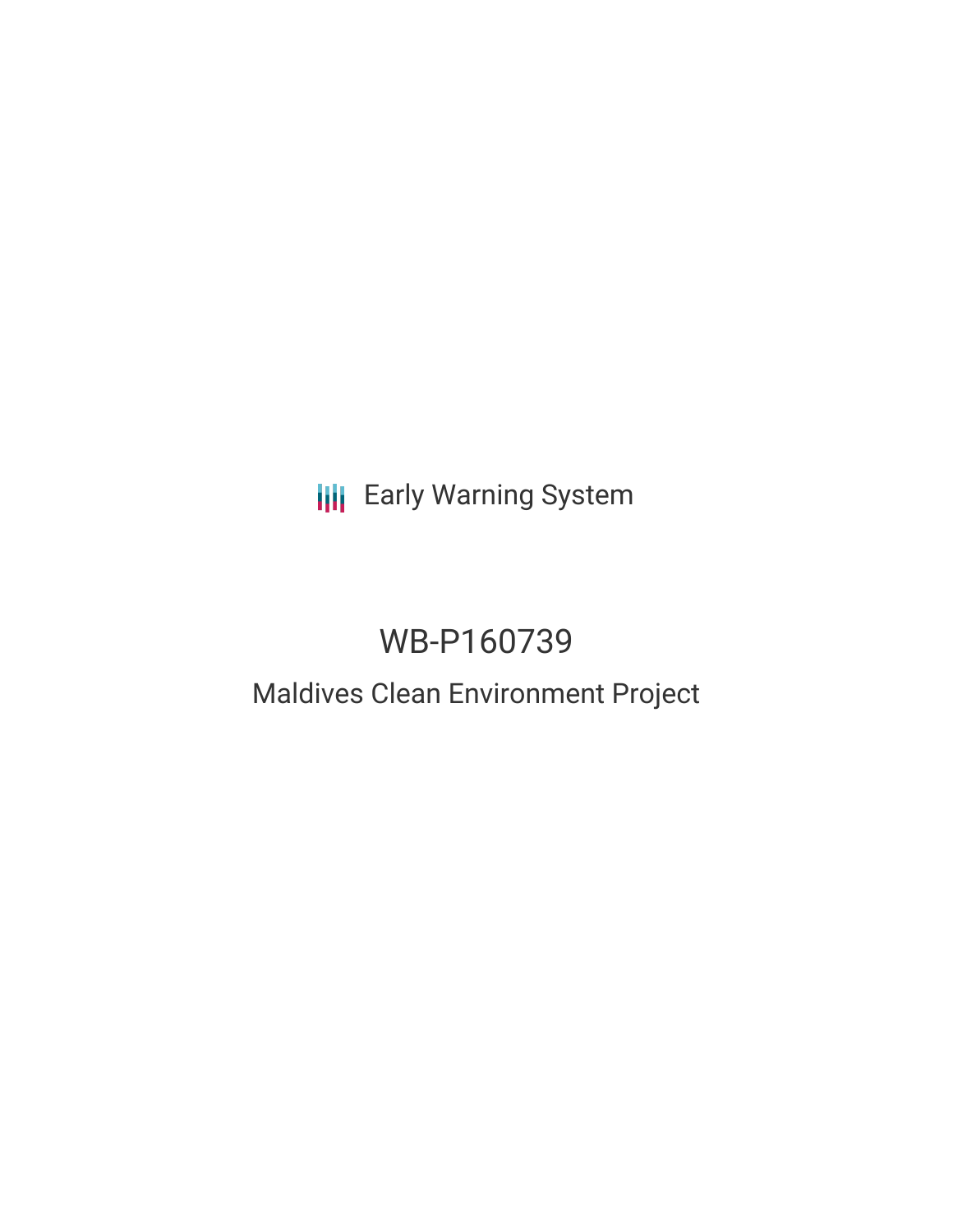Early Warning System

# WB-P160739

## Maldives Clean Environment Project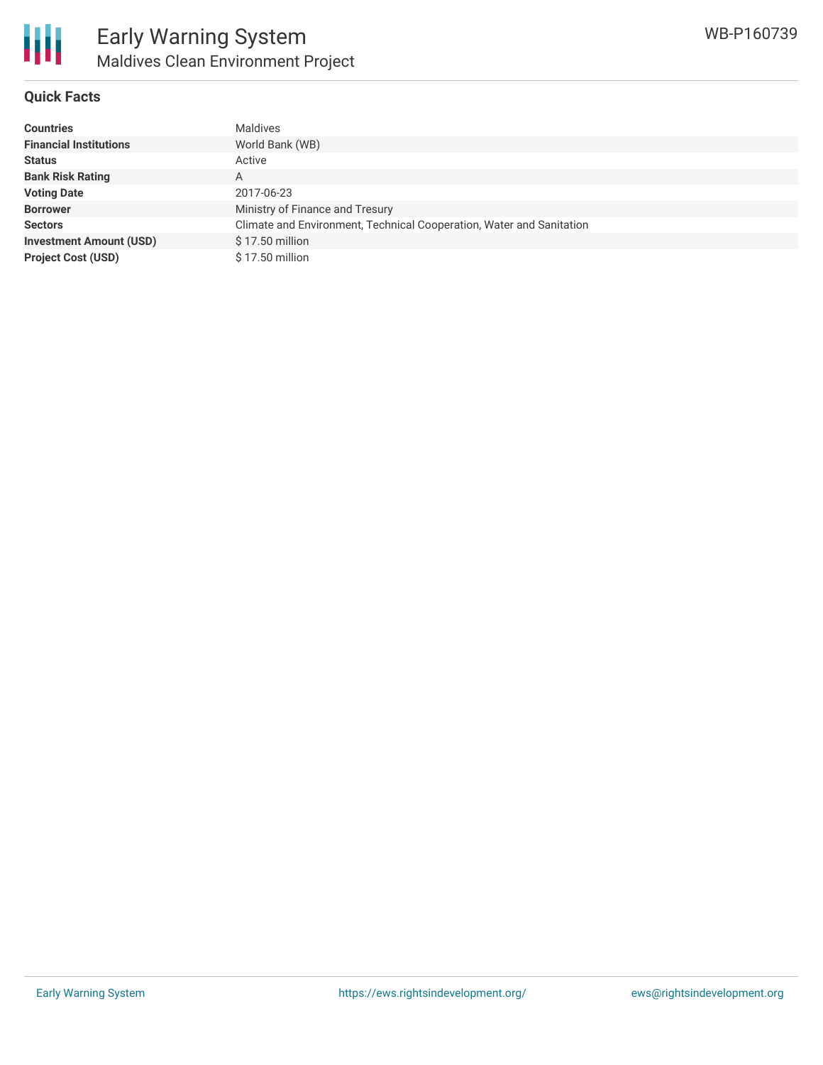# Early Warning System

## Maldives Clean Environment Project

WB-P160739

### Quick Facts

| | |
|---|---|
| **Countries** | Maldives |
| **Financial Institutions** | World Bank (WB) |
| **Status** | Active |
| **Bank Risk Rating** | A |
| **Voting Date** | 2017-06-23 |
| **Borrower** | Ministry of Finance and Tresury |
| **Sectors** | Climate and Environment, Technical Cooperation, Water and Sanitation |
| **Investment Amount (USD)** | $ 17.50 million |
| **Project Cost (USD)** | $ 17.50 million |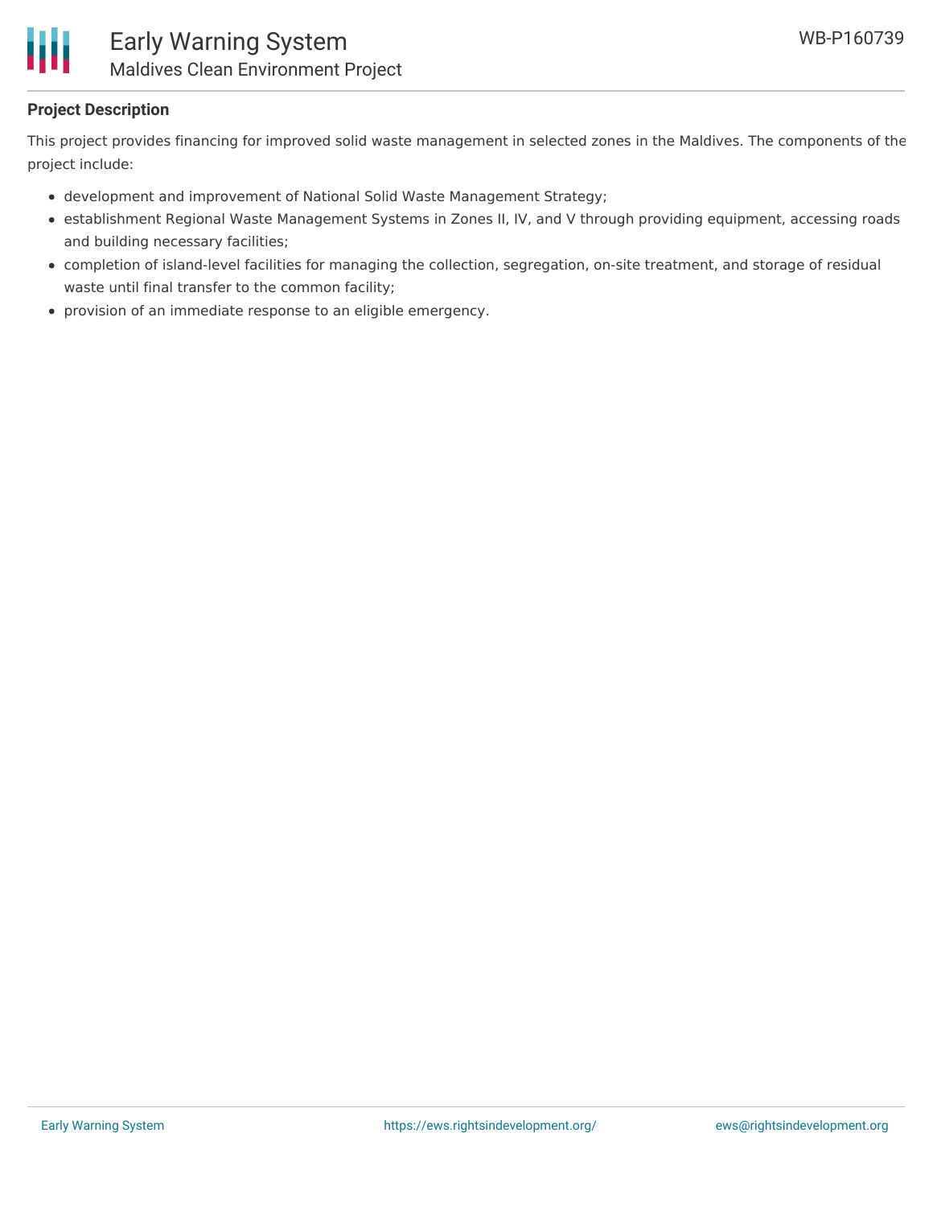## Project Description

This project provides financing for improved solid waste management in selected zones in the Maldives. The components of the project include:

- development and improvement of National Solid Waste Management Strategy;
- establishment Regional Waste Management Systems in Zones II, IV, and V through providing equipment, accessing roads and building necessary facilities;
- completion of island-level facilities for managing the collection, segregation, on-site treatment, and storage of residual waste until final transfer to the common facility;
- provision of an immediate response to an eligible emergency.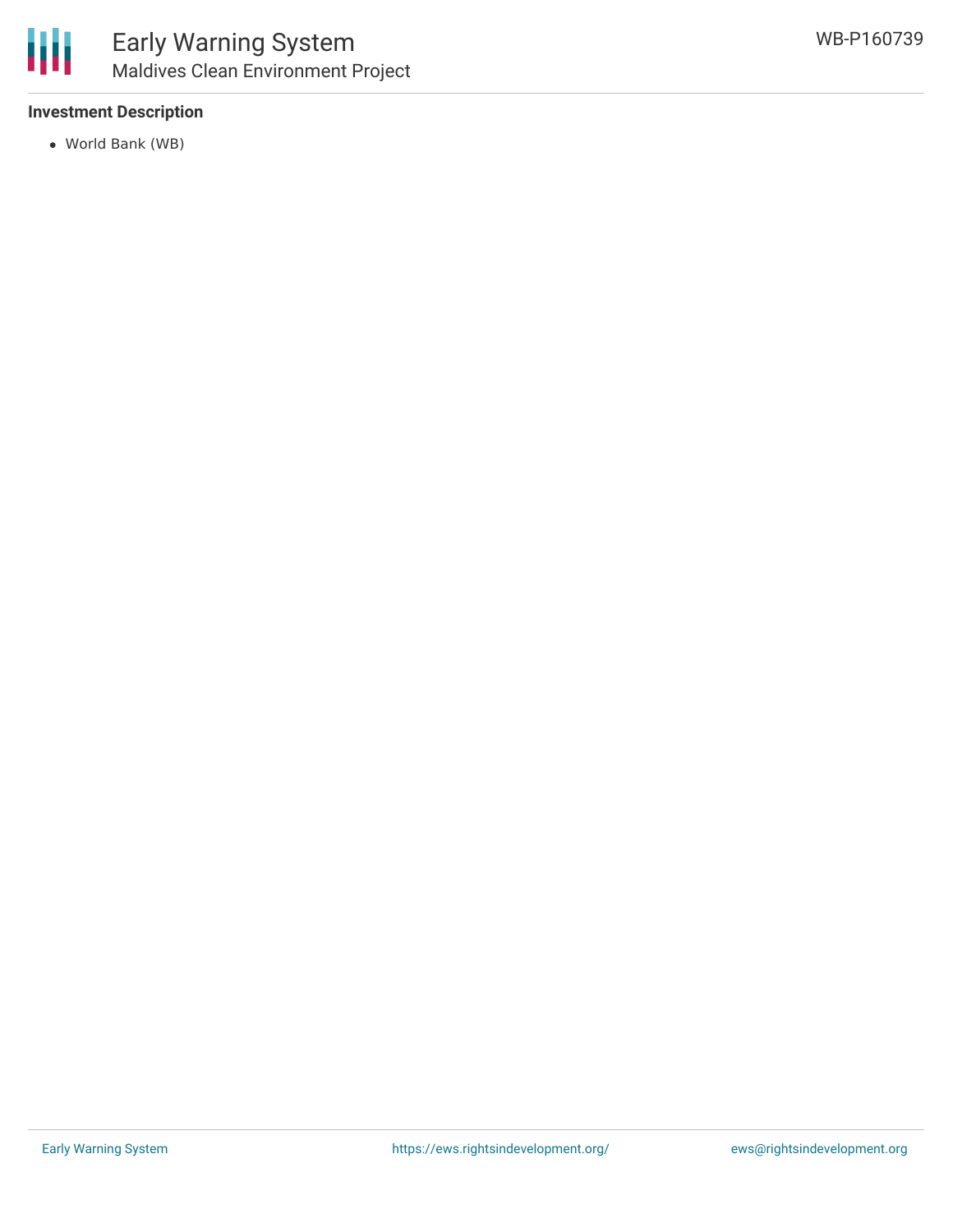### Investment Description

- World Bank (WB)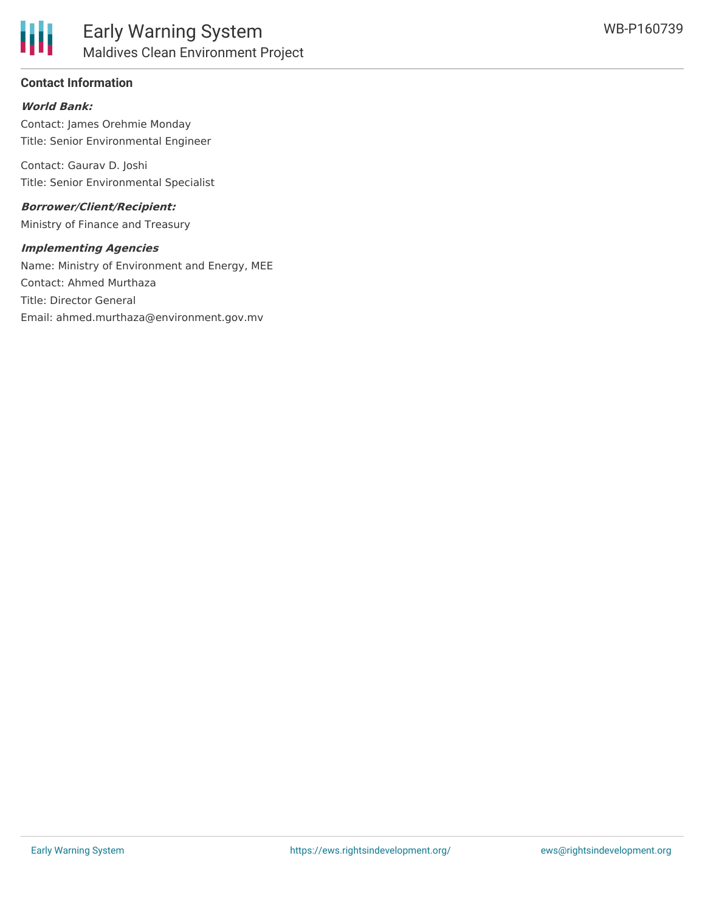## Contact Information

***World Bank:***

Contact: James Orehmie Monday

Title: Senior Environmental Engineer

Contact: Gaurav D. Joshi

Title: Senior Environmental Specialist

***Borrower/Client/Recipient:***

Ministry of Finance and Treasury

***Implementing Agencies***

Name: Ministry of Environment and Energy, MEE

Contact: Ahmed Murthaza

Title: Director General

Email: ahmed.murthaza@environment.gov.mv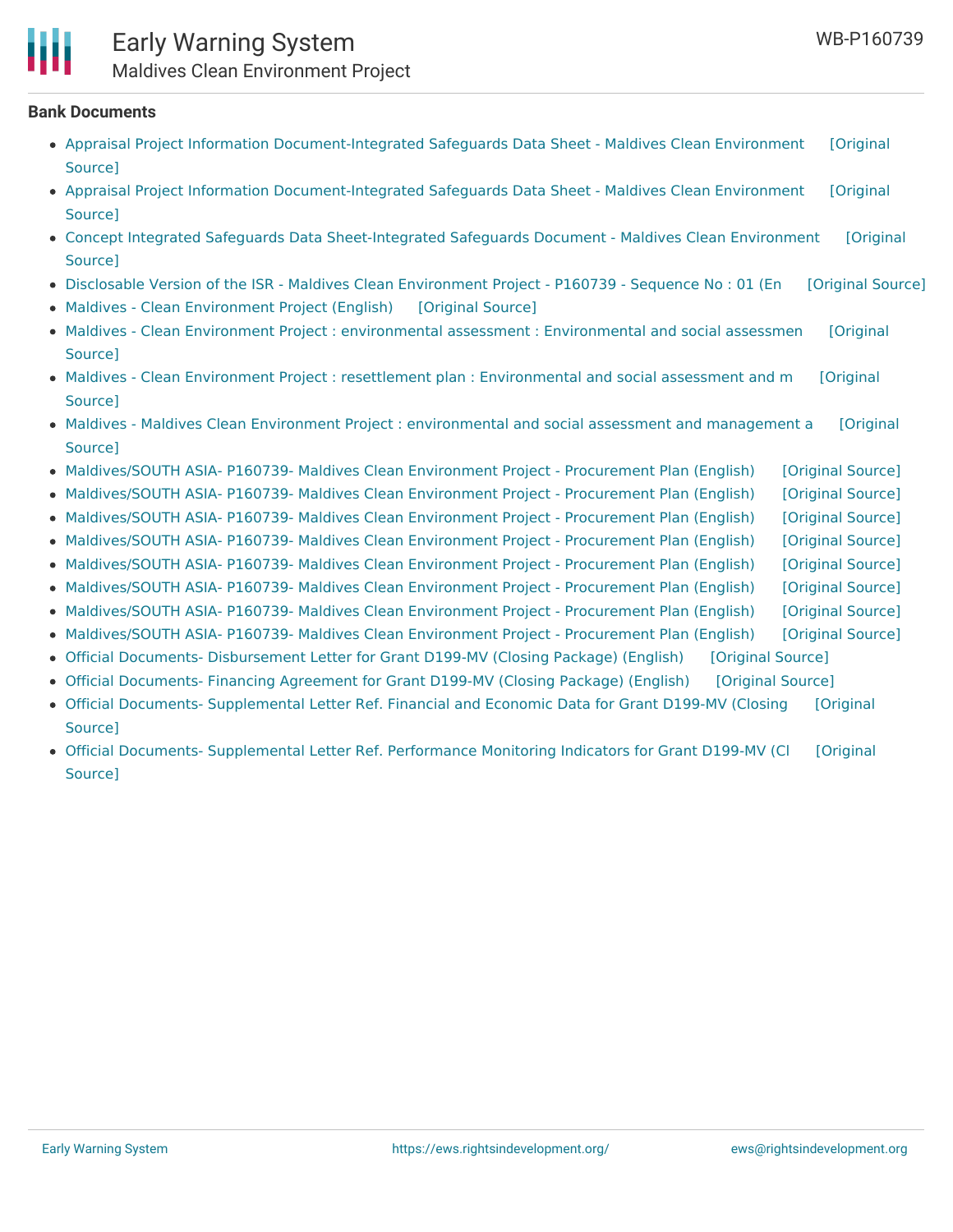**Bank Documents**

- Appraisal Project Information Document-Integrated Safeguards Data Sheet - Maldives Clean Environment [Original Source]
- Appraisal Project Information Document-Integrated Safeguards Data Sheet - Maldives Clean Environment [Original Source]
- Concept Integrated Safeguards Data Sheet-Integrated Safeguards Document - Maldives Clean Environment [Original Source]
- Disclosable Version of the ISR - Maldives Clean Environment Project - P160739 - Sequence No : 01 (En [Original Source]
- Maldives - Clean Environment Project (English) [Original Source]
- Maldives - Clean Environment Project : environmental assessment : Environmental and social assessmen [Original Source]
- Maldives - Clean Environment Project : resettlement plan : Environmental and social assessment and m [Original Source]
- Maldives - Maldives Clean Environment Project : environmental and social assessment and management a [Original Source]
- Maldives/SOUTH ASIA- P160739- Maldives Clean Environment Project - Procurement Plan (English) [Original Source]
- Maldives/SOUTH ASIA- P160739- Maldives Clean Environment Project - Procurement Plan (English) [Original Source]
- Maldives/SOUTH ASIA- P160739- Maldives Clean Environment Project - Procurement Plan (English) [Original Source]
- Maldives/SOUTH ASIA- P160739- Maldives Clean Environment Project - Procurement Plan (English) [Original Source]
- Maldives/SOUTH ASIA- P160739- Maldives Clean Environment Project - Procurement Plan (English) [Original Source]
- Maldives/SOUTH ASIA- P160739- Maldives Clean Environment Project - Procurement Plan (English) [Original Source]
- Maldives/SOUTH ASIA- P160739- Maldives Clean Environment Project - Procurement Plan (English) [Original Source]
- Maldives/SOUTH ASIA- P160739- Maldives Clean Environment Project - Procurement Plan (English) [Original Source]
- Official Documents- Disbursement Letter for Grant D199-MV (Closing Package) (English) [Original Source]
- Official Documents- Financing Agreement for Grant D199-MV (Closing Package) (English) [Original Source]
- Official Documents- Supplemental Letter Ref. Financial and Economic Data for Grant D199-MV (Closing [Original Source]
- Official Documents- Supplemental Letter Ref. Performance Monitoring Indicators for Grant D199-MV (Cl [Original Source]